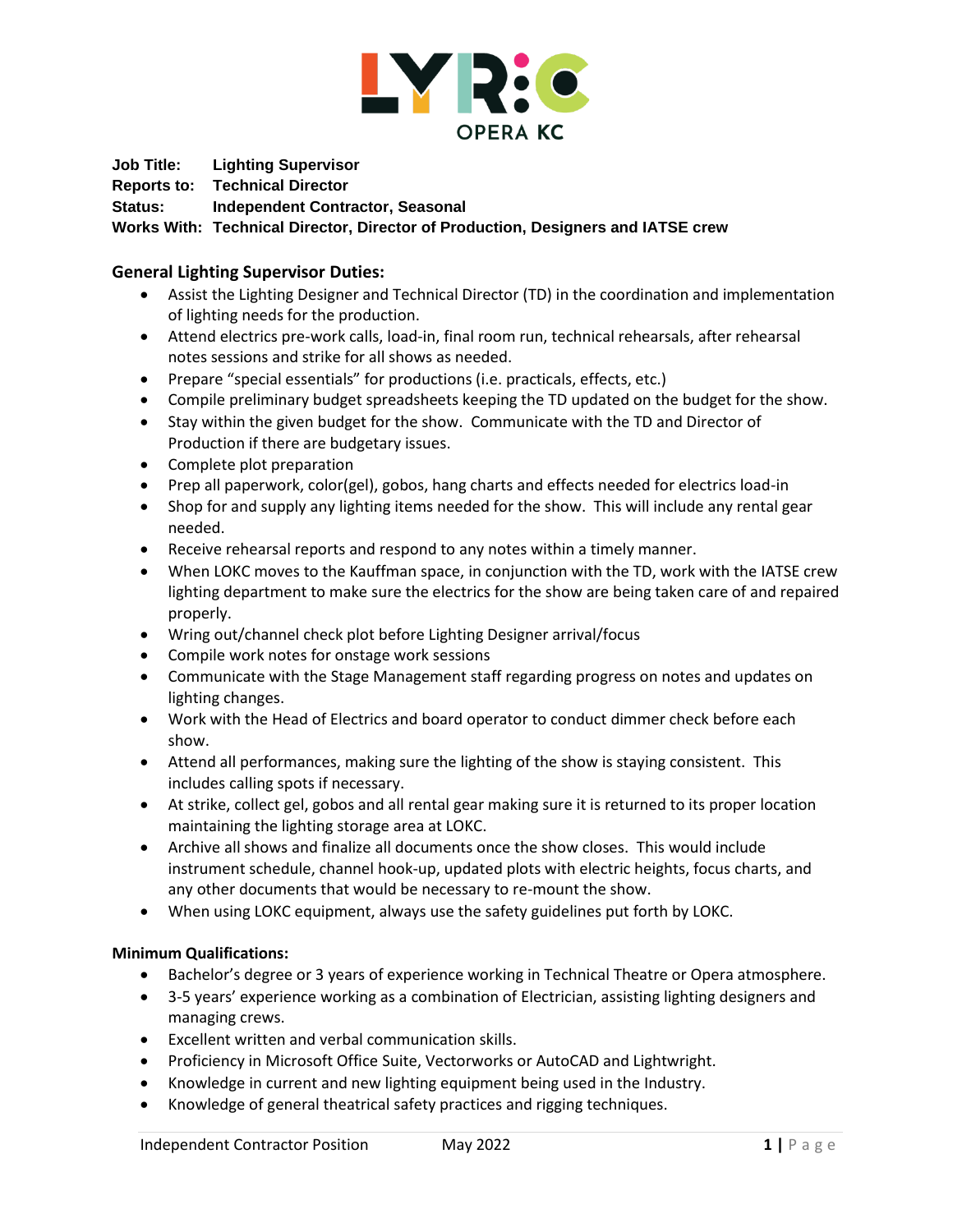**Job Title:** **Lighting Supervisor**
**Reports to:** **Technical Director**
**Status:** **Independent Contractor, Seasonal**
**Works With:** **Technical Director, Director of Production, Designers and IATSE crew**

## General Lighting Supervisor Duties:

- Assist the Lighting Designer and Technical Director (TD) in the coordination and implementation of lighting needs for the production.
- Attend electrics pre-work calls, load-in, final room run, technical rehearsals, after rehearsal notes sessions and strike for all shows as needed.
- Prepare "special essentials" for productions (i.e. practicals, effects, etc.)
- Compile preliminary budget spreadsheets keeping the TD updated on the budget for the show.
- Stay within the given budget for the show. Communicate with the TD and Director of Production if there are budgetary issues.
- Complete plot preparation
- Prep all paperwork, color(gel), gobos, hang charts and effects needed for electrics load-in
- Shop for and supply any lighting items needed for the show. This will include any rental gear needed.
- Receive rehearsal reports and respond to any notes within a timely manner.
- When LOKC moves to the Kauffman space, in conjunction with the TD, work with the IATSE crew lighting department to make sure the electrics for the show are being taken care of and repaired properly.
- Wring out/channel check plot before Lighting Designer arrival/focus
- Compile work notes for onstage work sessions
- Communicate with the Stage Management staff regarding progress on notes and updates on lighting changes.
- Work with the Head of Electrics and board operator to conduct dimmer check before each show.
- Attend all performances, making sure the lighting of the show is staying consistent. This includes calling spots if necessary.
- At strike, collect gel, gobos and all rental gear making sure it is returned to its proper location maintaining the lighting storage area at LOKC.
- Archive all shows and finalize all documents once the show closes. This would include instrument schedule, channel hook-up, updated plots with electric heights, focus charts, and any other documents that would be necessary to re-mount the show.
- When using LOKC equipment, always use the safety guidelines put forth by LOKC.

## Minimum Qualifications:

- Bachelor's degree or 3 years of experience working in Technical Theatre or Opera atmosphere.
- 3-5 years' experience working as a combination of Electrician, assisting lighting designers and managing crews.
- Excellent written and verbal communication skills.
- Proficiency in Microsoft Office Suite, Vectorworks or AutoCAD and Lightwright.
- Knowledge in current and new lighting equipment being used in the Industry.
- Knowledge of general theatrical safety practices and rigging techniques.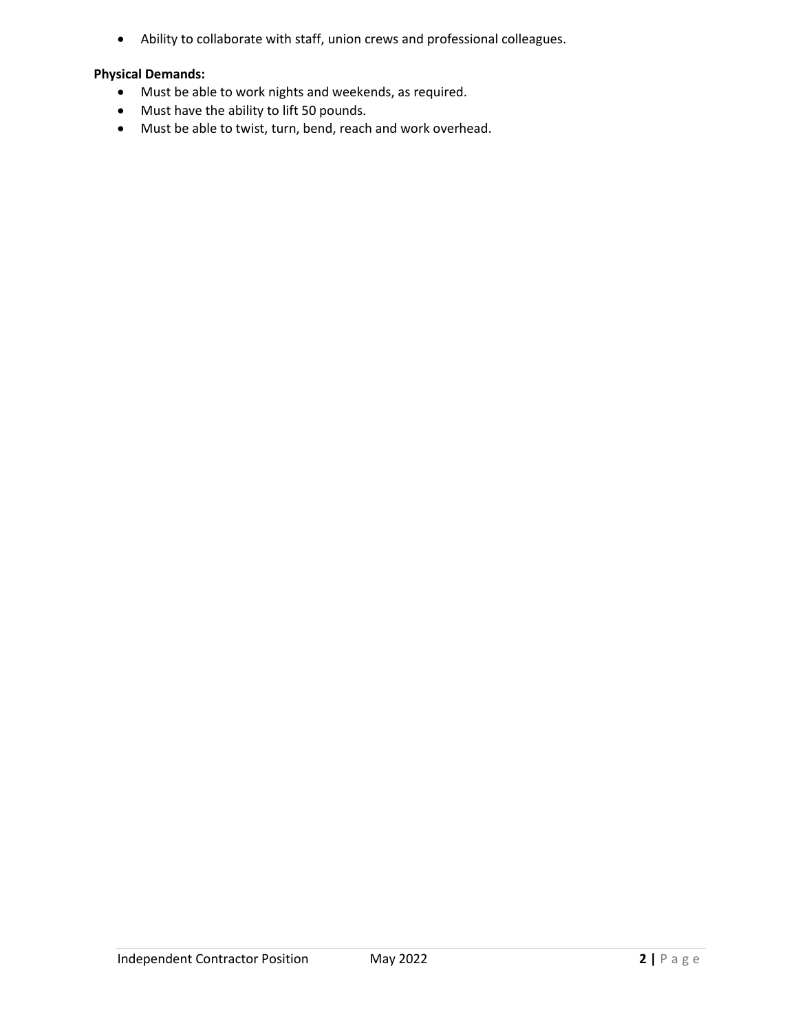- Ability to collaborate with staff, union crews and professional colleagues.

**Physical Demands:**

- Must be able to work nights and weekends, as required.
- Must have the ability to lift 50 pounds.
- Must be able to twist, turn, bend, reach and work overhead.